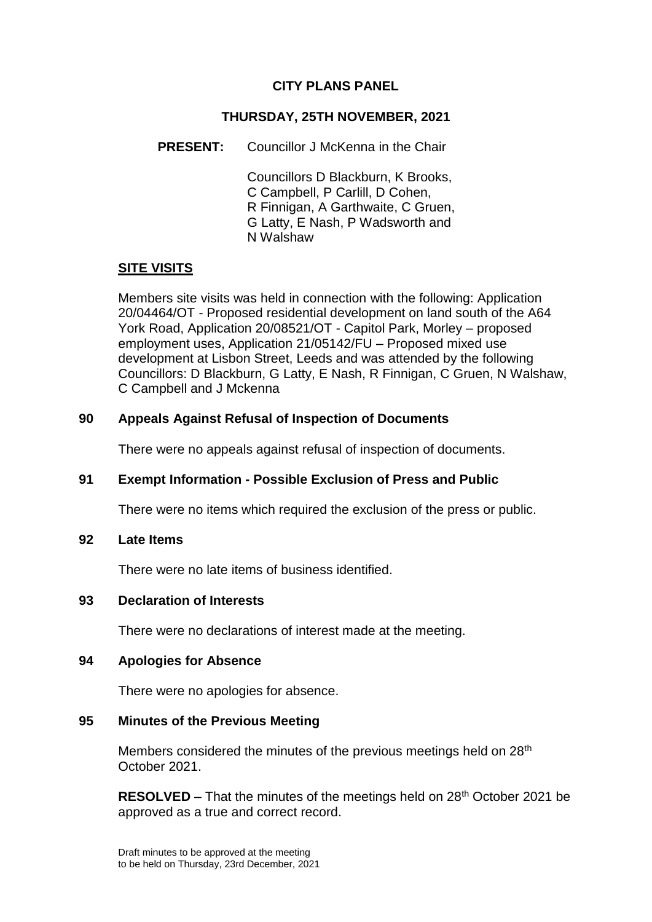# CITY PLANS PANEL

## THURSDAY, 25TH NOVEMBER, 2021

**PRESENT:** Councillor J McKenna in the Chair

Councillors D Blackburn, K Brooks, C Campbell, P Carlill, D Cohen, R Finnigan, A Garthwaite, C Gruen, G Latty, E Nash, P Wadsworth and N Walshaw

## SITE VISITS

Members site visits was held in connection with the following: Application 20/04464/OT - Proposed residential development on land south of the A64 York Road, Application 20/08521/OT - Capitol Park, Morley – proposed employment uses, Application 21/05142/FU – Proposed mixed use development at Lisbon Street, Leeds and was attended by the following Councillors: D Blackburn, G Latty, E Nash, R Finnigan, C Gruen, N Walshaw, C Campbell and J Mckenna

### 90 Appeals Against Refusal of Inspection of Documents

There were no appeals against refusal of inspection of documents.

### 91 Exempt Information - Possible Exclusion of Press and Public

There were no items which required the exclusion of the press or public.

### 92 Late Items

There were no late items of business identified.

### 93 Declaration of Interests

There were no declarations of interest made at the meeting.

### 94 Apologies for Absence

There were no apologies for absence.

### 95 Minutes of the Previous Meeting

Members considered the minutes of the previous meetings held on 28th October 2021.

**RESOLVED** – That the minutes of the meetings held on 28th October 2021 be approved as a true and correct record.

Draft minutes to be approved at the meeting to be held on Thursday, 23rd December, 2021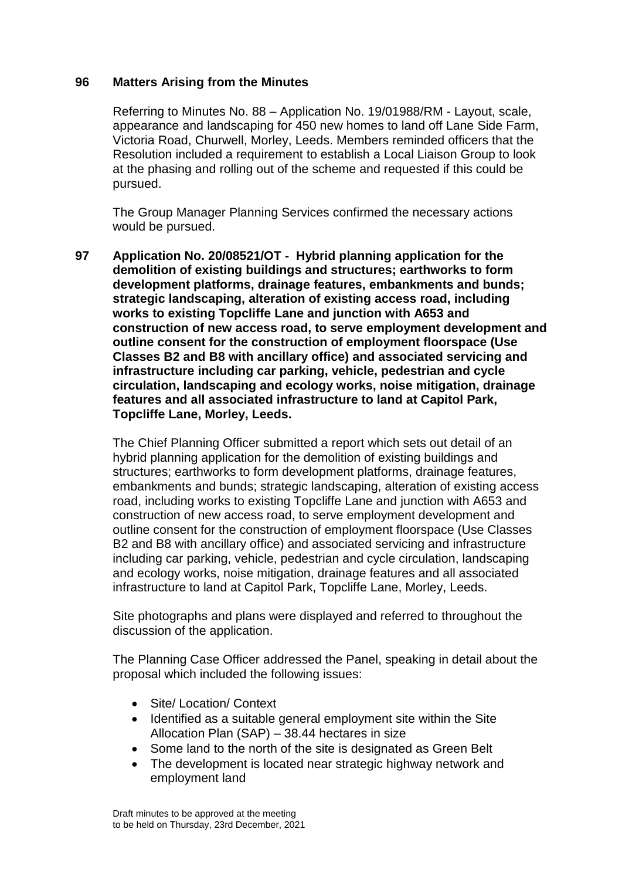**96 Matters Arising from the Minutes**

Referring to Minutes No. 88 – Application No. 19/01988/RM - Layout, scale, appearance and landscaping for 450 new homes to land off Lane Side Farm, Victoria Road, Churwell, Morley, Leeds. Members reminded officers that the Resolution included a requirement to establish a Local Liaison Group to look at the phasing and rolling out of the scheme and requested if this could be pursued.

The Group Manager Planning Services confirmed the necessary actions would be pursued.

**97 Application No. 20/08521/OT - Hybrid planning application for the demolition of existing buildings and structures; earthworks to form development platforms, drainage features, embankments and bunds; strategic landscaping, alteration of existing access road, including works to existing Topcliffe Lane and junction with A653 and construction of new access road, to serve employment development and outline consent for the construction of employment floorspace (Use Classes B2 and B8 with ancillary office) and associated servicing and infrastructure including car parking, vehicle, pedestrian and cycle circulation, landscaping and ecology works, noise mitigation, drainage features and all associated infrastructure to land at Capitol Park, Topcliffe Lane, Morley, Leeds.**

The Chief Planning Officer submitted a report which sets out detail of an hybrid planning application for the demolition of existing buildings and structures; earthworks to form development platforms, drainage features, embankments and bunds; strategic landscaping, alteration of existing access road, including works to existing Topcliffe Lane and junction with A653 and construction of new access road, to serve employment development and outline consent for the construction of employment floorspace (Use Classes B2 and B8 with ancillary office) and associated servicing and infrastructure including car parking, vehicle, pedestrian and cycle circulation, landscaping and ecology works, noise mitigation, drainage features and all associated infrastructure to land at Capitol Park, Topcliffe Lane, Morley, Leeds.

Site photographs and plans were displayed and referred to throughout the discussion of the application.

The Planning Case Officer addressed the Panel, speaking in detail about the proposal which included the following issues:

- Site/ Location/ Context
- Identified as a suitable general employment site within the Site Allocation Plan (SAP) – 38.44 hectares in size
- Some land to the north of the site is designated as Green Belt
- The development is located near strategic highway network and employment land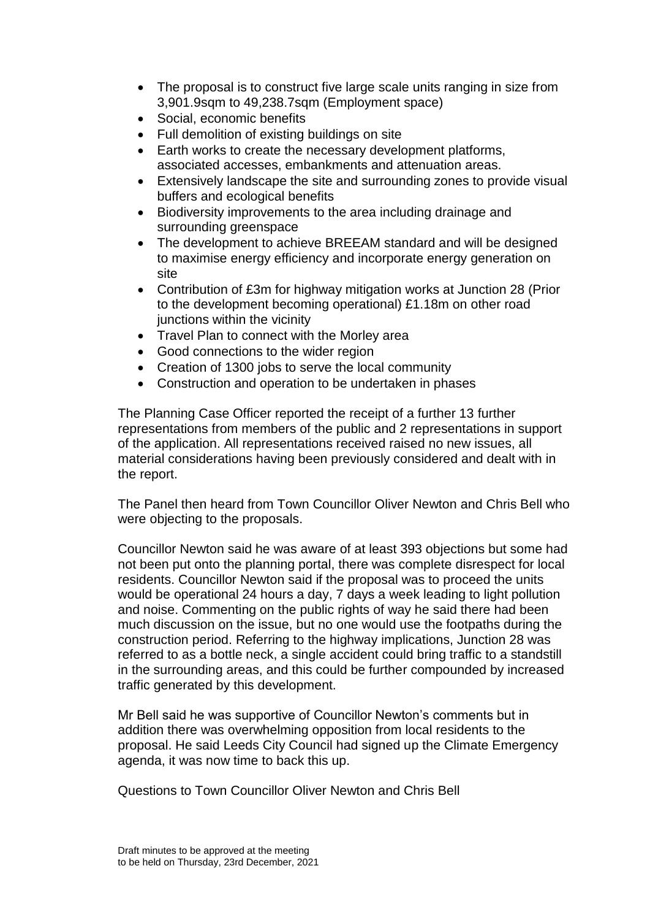- The proposal is to construct five large scale units ranging in size from 3,901.9sqm to 49,238.7sqm (Employment space)
- Social, economic benefits
- Full demolition of existing buildings on site
- Earth works to create the necessary development platforms, associated accesses, embankments and attenuation areas.
- Extensively landscape the site and surrounding zones to provide visual buffers and ecological benefits
- Biodiversity improvements to the area including drainage and surrounding greenspace
- The development to achieve BREEAM standard and will be designed to maximise energy efficiency and incorporate energy generation on site
- Contribution of £3m for highway mitigation works at Junction 28 (Prior to the development becoming operational) £1.18m on other road junctions within the vicinity
- Travel Plan to connect with the Morley area
- Good connections to the wider region
- Creation of 1300 jobs to serve the local community
- Construction and operation to be undertaken in phases

The Planning Case Officer reported the receipt of a further 13 further representations from members of the public and 2 representations in support of the application. All representations received raised no new issues, all material considerations having been previously considered and dealt with in the report.

The Panel then heard from Town Councillor Oliver Newton and Chris Bell who were objecting to the proposals.

Councillor Newton said he was aware of at least 393 objections but some had not been put onto the planning portal, there was complete disrespect for local residents. Councillor Newton said if the proposal was to proceed the units would be operational 24 hours a day, 7 days a week leading to light pollution and noise. Commenting on the public rights of way he said there had been much discussion on the issue, but no one would use the footpaths during the construction period. Referring to the highway implications, Junction 28 was referred to as a bottle neck, a single accident could bring traffic to a standstill in the surrounding areas, and this could be further compounded by increased traffic generated by this development.

Mr Bell said he was supportive of Councillor Newton's comments but in addition there was overwhelming opposition from local residents to the proposal. He said Leeds City Council had signed up the Climate Emergency agenda, it was now time to back this up.

Questions to Town Councillor Oliver Newton and Chris Bell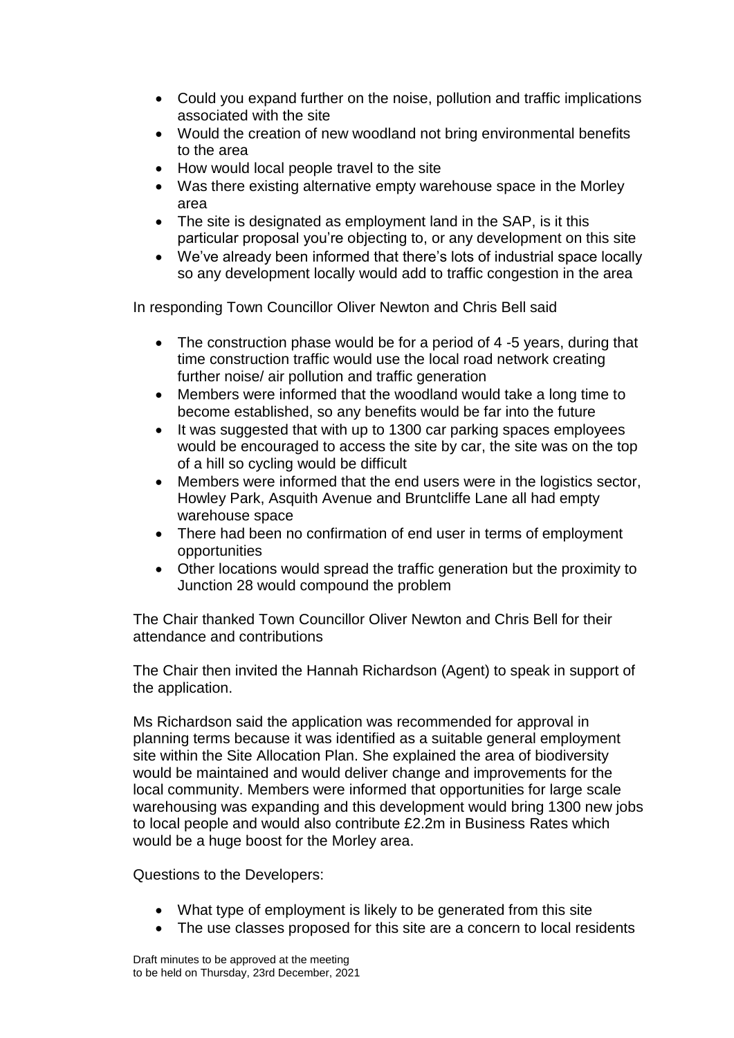- Could you expand further on the noise, pollution and traffic implications associated with the site
- Would the creation of new woodland not bring environmental benefits to the area
- How would local people travel to the site
- Was there existing alternative empty warehouse space in the Morley area
- The site is designated as employment land in the SAP, is it this particular proposal you're objecting to, or any development on this site
- We've already been informed that there's lots of industrial space locally so any development locally would add to traffic congestion in the area

In responding Town Councillor Oliver Newton and Chris Bell said

- The construction phase would be for a period of 4 -5 years, during that time construction traffic would use the local road network creating further noise/ air pollution and traffic generation
- Members were informed that the woodland would take a long time to become established, so any benefits would be far into the future
- It was suggested that with up to 1300 car parking spaces employees would be encouraged to access the site by car, the site was on the top of a hill so cycling would be difficult
- Members were informed that the end users were in the logistics sector, Howley Park, Asquith Avenue and Bruntcliffe Lane all had empty warehouse space
- There had been no confirmation of end user in terms of employment opportunities
- Other locations would spread the traffic generation but the proximity to Junction 28 would compound the problem

The Chair thanked Town Councillor Oliver Newton and Chris Bell for their attendance and contributions

The Chair then invited the Hannah Richardson (Agent) to speak in support of the application.

Ms Richardson said the application was recommended for approval in planning terms because it was identified as a suitable general employment site within the Site Allocation Plan. She explained the area of biodiversity would be maintained and would deliver change and improvements for the local community. Members were informed that opportunities for large scale warehousing was expanding and this development would bring 1300 new jobs to local people and would also contribute £2.2m in Business Rates which would be a huge boost for the Morley area.

Questions to the Developers:

- What type of employment is likely to be generated from this site
- The use classes proposed for this site are a concern to local residents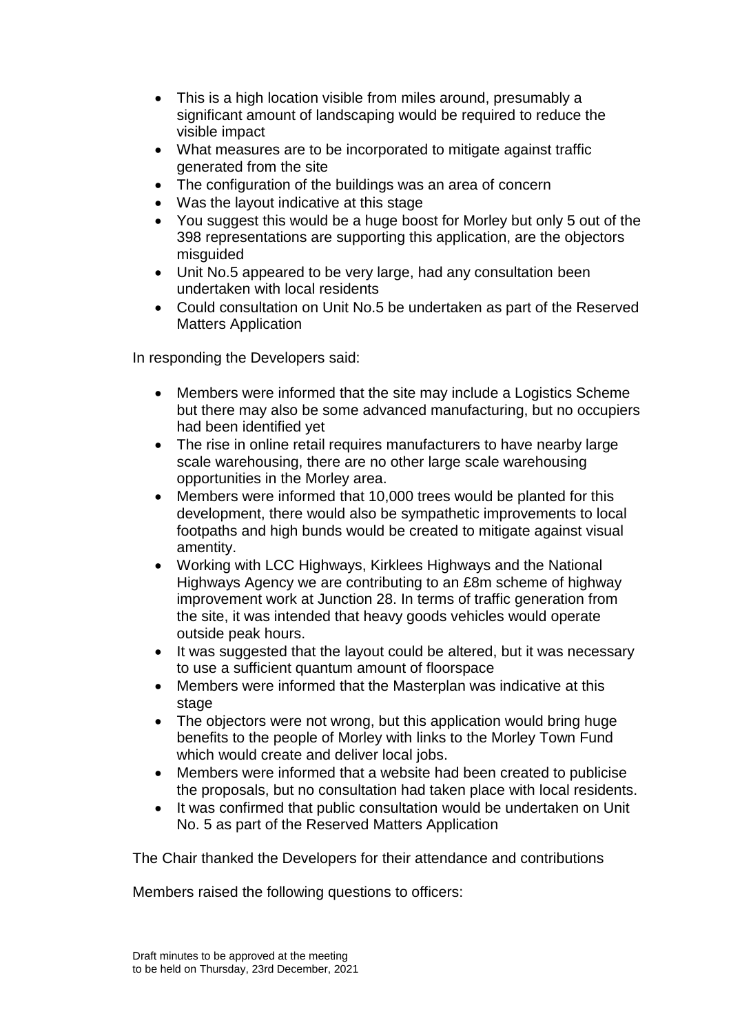- This is a high location visible from miles around, presumably a significant amount of landscaping would be required to reduce the visible impact
- What measures are to be incorporated to mitigate against traffic generated from the site
- The configuration of the buildings was an area of concern
- Was the layout indicative at this stage
- You suggest this would be a huge boost for Morley but only 5 out of the 398 representations are supporting this application, are the objectors misguided
- Unit No.5 appeared to be very large, had any consultation been undertaken with local residents
- Could consultation on Unit No.5 be undertaken as part of the Reserved Matters Application

In responding the Developers said:

- Members were informed that the site may include a Logistics Scheme but there may also be some advanced manufacturing, but no occupiers had been identified yet
- The rise in online retail requires manufacturers to have nearby large scale warehousing, there are no other large scale warehousing opportunities in the Morley area.
- Members were informed that 10,000 trees would be planted for this development, there would also be sympathetic improvements to local footpaths and high bunds would be created to mitigate against visual amentity.
- Working with LCC Highways, Kirklees Highways and the National Highways Agency we are contributing to an £8m scheme of highway improvement work at Junction 28. In terms of traffic generation from the site, it was intended that heavy goods vehicles would operate outside peak hours.
- It was suggested that the layout could be altered, but it was necessary to use a sufficient quantum amount of floorspace
- Members were informed that the Masterplan was indicative at this stage
- The objectors were not wrong, but this application would bring huge benefits to the people of Morley with links to the Morley Town Fund which would create and deliver local jobs.
- Members were informed that a website had been created to publicise the proposals, but no consultation had taken place with local residents.
- It was confirmed that public consultation would be undertaken on Unit No. 5 as part of the Reserved Matters Application

The Chair thanked the Developers for their attendance and contributions

Members raised the following questions to officers: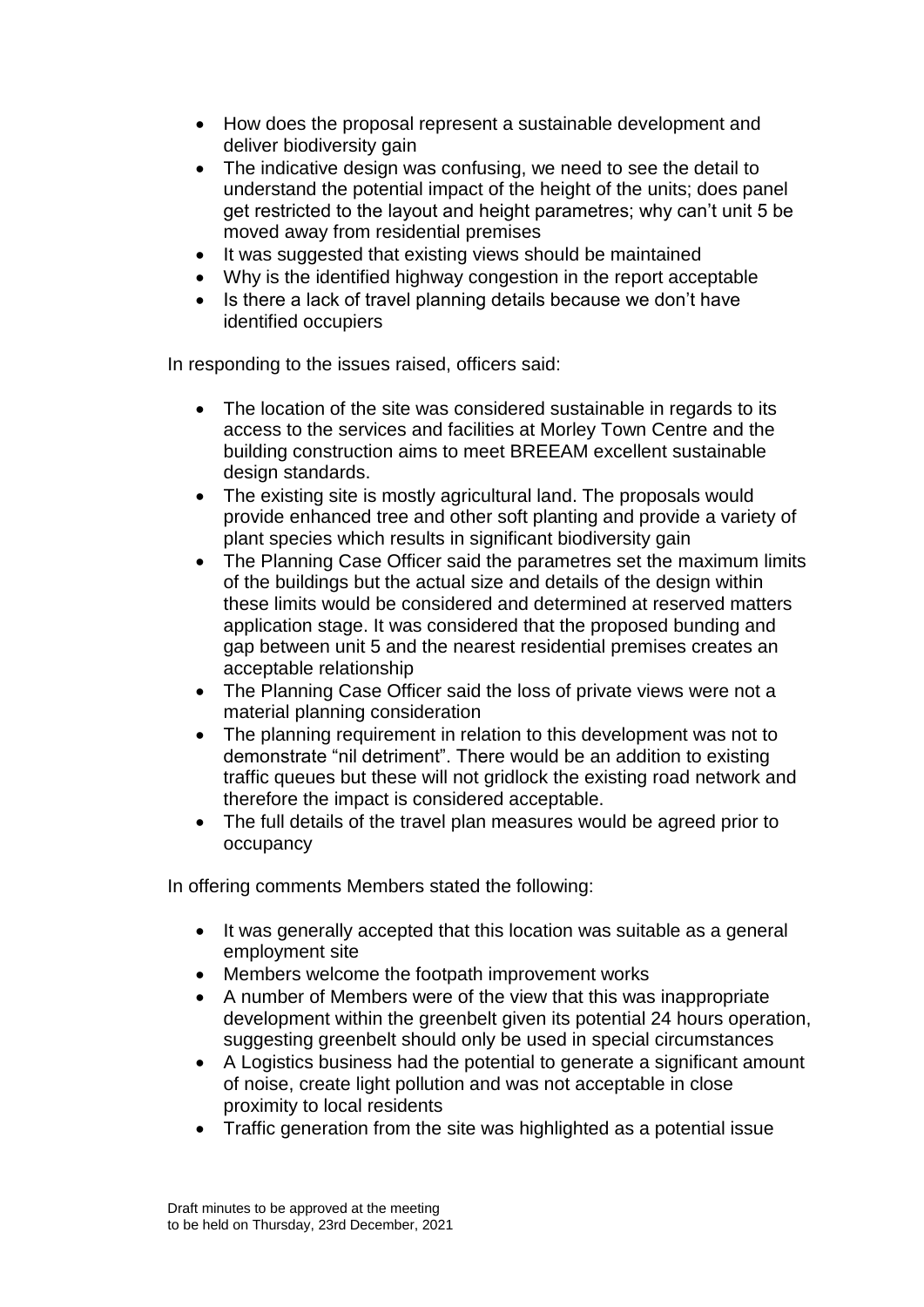- How does the proposal represent a sustainable development and deliver biodiversity gain
- The indicative design was confusing, we need to see the detail to understand the potential impact of the height of the units; does panel get restricted to the layout and height parametres; why can't unit 5 be moved away from residential premises
- It was suggested that existing views should be maintained
- Why is the identified highway congestion in the report acceptable
- Is there a lack of travel planning details because we don't have identified occupiers

In responding to the issues raised, officers said:

- The location of the site was considered sustainable in regards to its access to the services and facilities at Morley Town Centre and the building construction aims to meet BREEAM excellent sustainable design standards.
- The existing site is mostly agricultural land. The proposals would provide enhanced tree and other soft planting and provide a variety of plant species which results in significant biodiversity gain
- The Planning Case Officer said the parametres set the maximum limits of the buildings but the actual size and details of the design within these limits would be considered and determined at reserved matters application stage. It was considered that the proposed bunding and gap between unit 5 and the nearest residential premises creates an acceptable relationship
- The Planning Case Officer said the loss of private views were not a material planning consideration
- The planning requirement in relation to this development was not to demonstrate "nil detriment". There would be an addition to existing traffic queues but these will not gridlock the existing road network and therefore the impact is considered acceptable.
- The full details of the travel plan measures would be agreed prior to occupancy

In offering comments Members stated the following:

- It was generally accepted that this location was suitable as a general employment site
- Members welcome the footpath improvement works
- A number of Members were of the view that this was inappropriate development within the greenbelt given its potential 24 hours operation, suggesting greenbelt should only be used in special circumstances
- A Logistics business had the potential to generate a significant amount of noise, create light pollution and was not acceptable in close proximity to local residents
- Traffic generation from the site was highlighted as a potential issue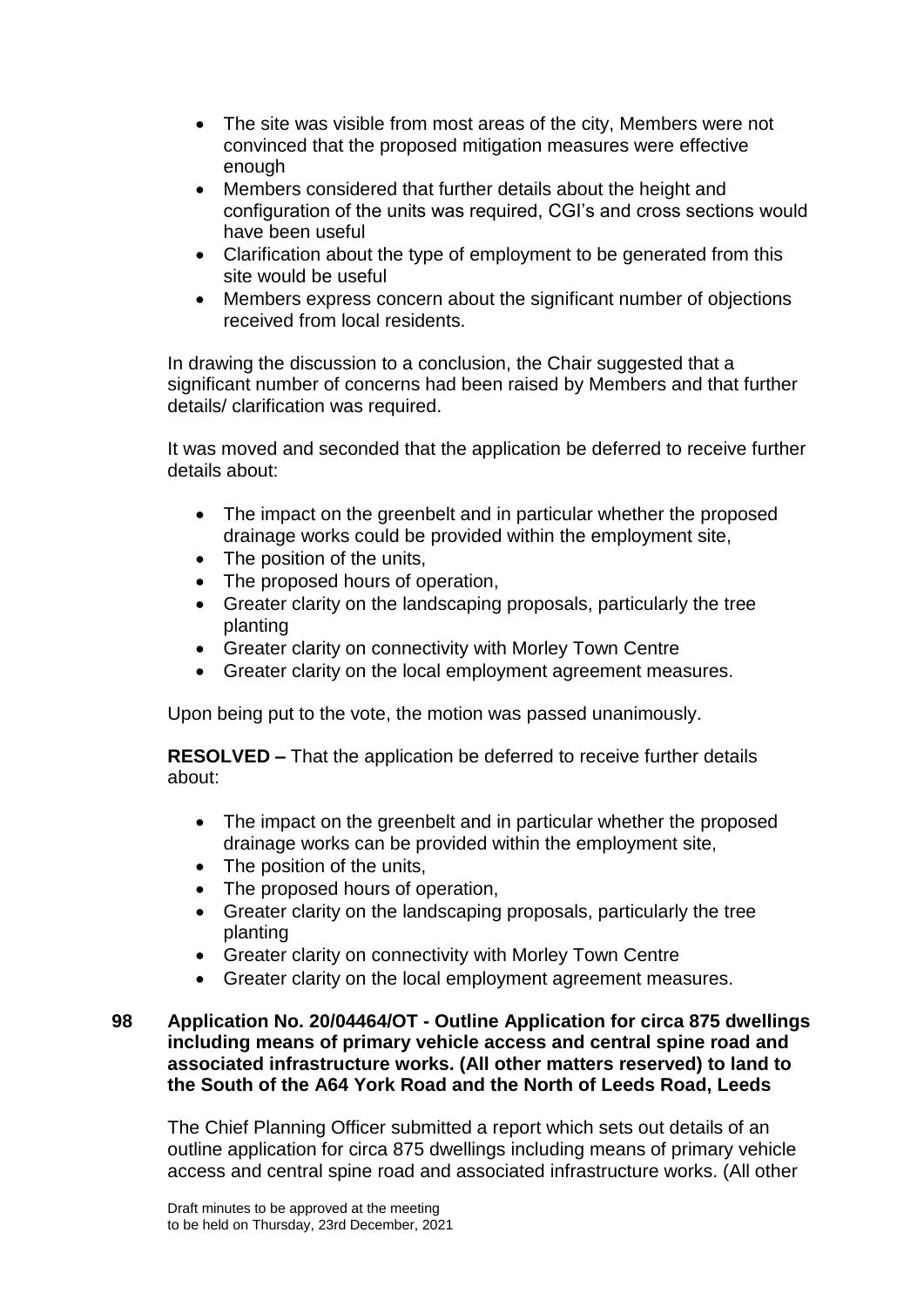- The site was visible from most areas of the city, Members were not convinced that the proposed mitigation measures were effective enough
- Members considered that further details about the height and configuration of the units was required, CGI's and cross sections would have been useful
- Clarification about the type of employment to be generated from this site would be useful
- Members express concern about the significant number of objections received from local residents.

In drawing the discussion to a conclusion, the Chair suggested that a significant number of concerns had been raised by Members and that further details/ clarification was required.

It was moved and seconded that the application be deferred to receive further details about:

- The impact on the greenbelt and in particular whether the proposed drainage works could be provided within the employment site,
- The position of the units,
- The proposed hours of operation,
- Greater clarity on the landscaping proposals, particularly the tree planting
- Greater clarity on connectivity with Morley Town Centre
- Greater clarity on the local employment agreement measures.

Upon being put to the vote, the motion was passed unanimously.

**RESOLVED –** That the application be deferred to receive further details about:

- The impact on the greenbelt and in particular whether the proposed drainage works can be provided within the employment site,
- The position of the units,
- The proposed hours of operation,
- Greater clarity on the landscaping proposals, particularly the tree planting
- Greater clarity on connectivity with Morley Town Centre
- Greater clarity on the local employment agreement measures.

**98 Application No. 20/04464/OT - Outline Application for circa 875 dwellings including means of primary vehicle access and central spine road and associated infrastructure works. (All other matters reserved) to land to the South of the A64 York Road and the North of Leeds Road, Leeds**

The Chief Planning Officer submitted a report which sets out details of an outline application for circa 875 dwellings including means of primary vehicle access and central spine road and associated infrastructure works. (All other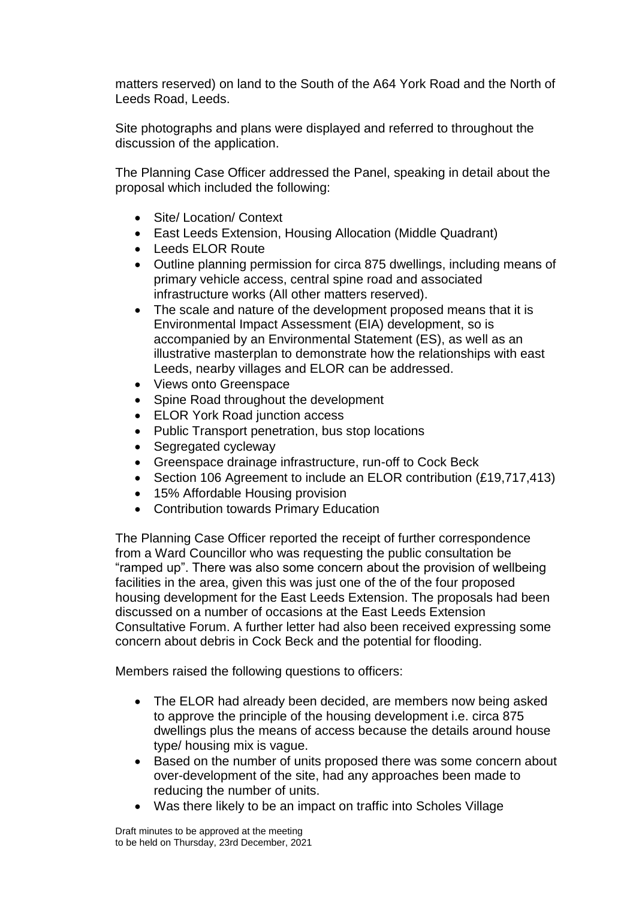matters reserved) on land to the South of the A64 York Road and the North of Leeds Road, Leeds.

Site photographs and plans were displayed and referred to throughout the discussion of the application.

The Planning Case Officer addressed the Panel, speaking in detail about the proposal which included the following:

- Site/ Location/ Context
- East Leeds Extension, Housing Allocation (Middle Quadrant)
- Leeds ELOR Route
- Outline planning permission for circa 875 dwellings, including means of primary vehicle access, central spine road and associated infrastructure works (All other matters reserved).
- The scale and nature of the development proposed means that it is Environmental Impact Assessment (EIA) development, so is accompanied by an Environmental Statement (ES), as well as an illustrative masterplan to demonstrate how the relationships with east Leeds, nearby villages and ELOR can be addressed.
- Views onto Greenspace
- Spine Road throughout the development
- ELOR York Road junction access
- Public Transport penetration, bus stop locations
- Segregated cycleway
- Greenspace drainage infrastructure, run-off to Cock Beck
- Section 106 Agreement to include an ELOR contribution (£19,717,413)
- 15% Affordable Housing provision
- Contribution towards Primary Education

The Planning Case Officer reported the receipt of further correspondence from a Ward Councillor who was requesting the public consultation be "ramped up". There was also some concern about the provision of wellbeing facilities in the area, given this was just one of the of the of four proposed housing development for the East Leeds Extension. The proposals had been discussed on a number of occasions at the East Leeds Extension Consultative Forum. A further letter had also been received expressing some concern about debris in Cock Beck and the potential for flooding.

Members raised the following questions to officers:

- The ELOR had already been decided, are members now being asked to approve the principle of the housing development i.e. circa 875 dwellings plus the means of access because the details around house type/ housing mix is vague.
- Based on the number of units proposed there was some concern about over-development of the site, had any approaches been made to reducing the number of units.
- Was there likely to be an impact on traffic into Scholes Village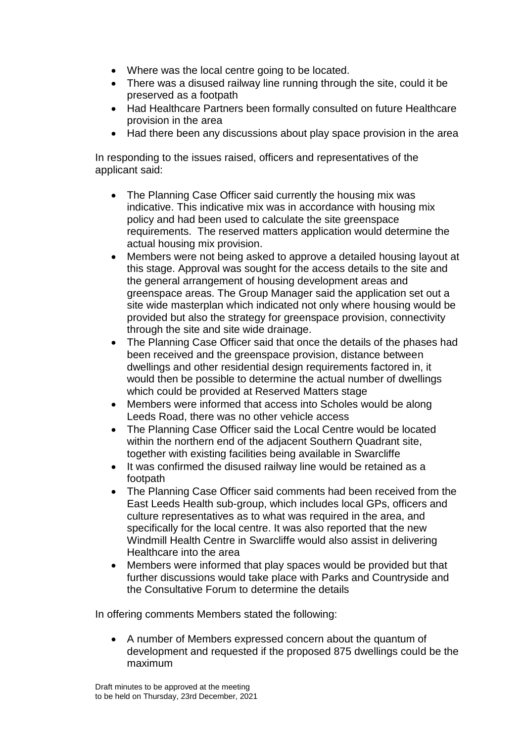- Where was the local centre going to be located.
- There was a disused railway line running through the site, could it be preserved as a footpath
- Had Healthcare Partners been formally consulted on future Healthcare provision in the area
- Had there been any discussions about play space provision in the area

In responding to the issues raised, officers and representatives of the applicant said:

- The Planning Case Officer said currently the housing mix was indicative. This indicative mix was in accordance with housing mix policy and had been used to calculate the site greenspace requirements. The reserved matters application would determine the actual housing mix provision.
- Members were not being asked to approve a detailed housing layout at this stage. Approval was sought for the access details to the site and the general arrangement of housing development areas and greenspace areas. The Group Manager said the application set out a site wide masterplan which indicated not only where housing would be provided but also the strategy for greenspace provision, connectivity through the site and site wide drainage.
- The Planning Case Officer said that once the details of the phases had been received and the greenspace provision, distance between dwellings and other residential design requirements factored in, it would then be possible to determine the actual number of dwellings which could be provided at Reserved Matters stage
- Members were informed that access into Scholes would be along Leeds Road, there was no other vehicle access
- The Planning Case Officer said the Local Centre would be located within the northern end of the adjacent Southern Quadrant site, together with existing facilities being available in Swarcliffe
- It was confirmed the disused railway line would be retained as a footpath
- The Planning Case Officer said comments had been received from the East Leeds Health sub-group, which includes local GPs, officers and culture representatives as to what was required in the area, and specifically for the local centre. It was also reported that the new Windmill Health Centre in Swarcliffe would also assist in delivering Healthcare into the area
- Members were informed that play spaces would be provided but that further discussions would take place with Parks and Countryside and the Consultative Forum to determine the details

In offering comments Members stated the following:

- A number of Members expressed concern about the quantum of development and requested if the proposed 875 dwellings could be the maximum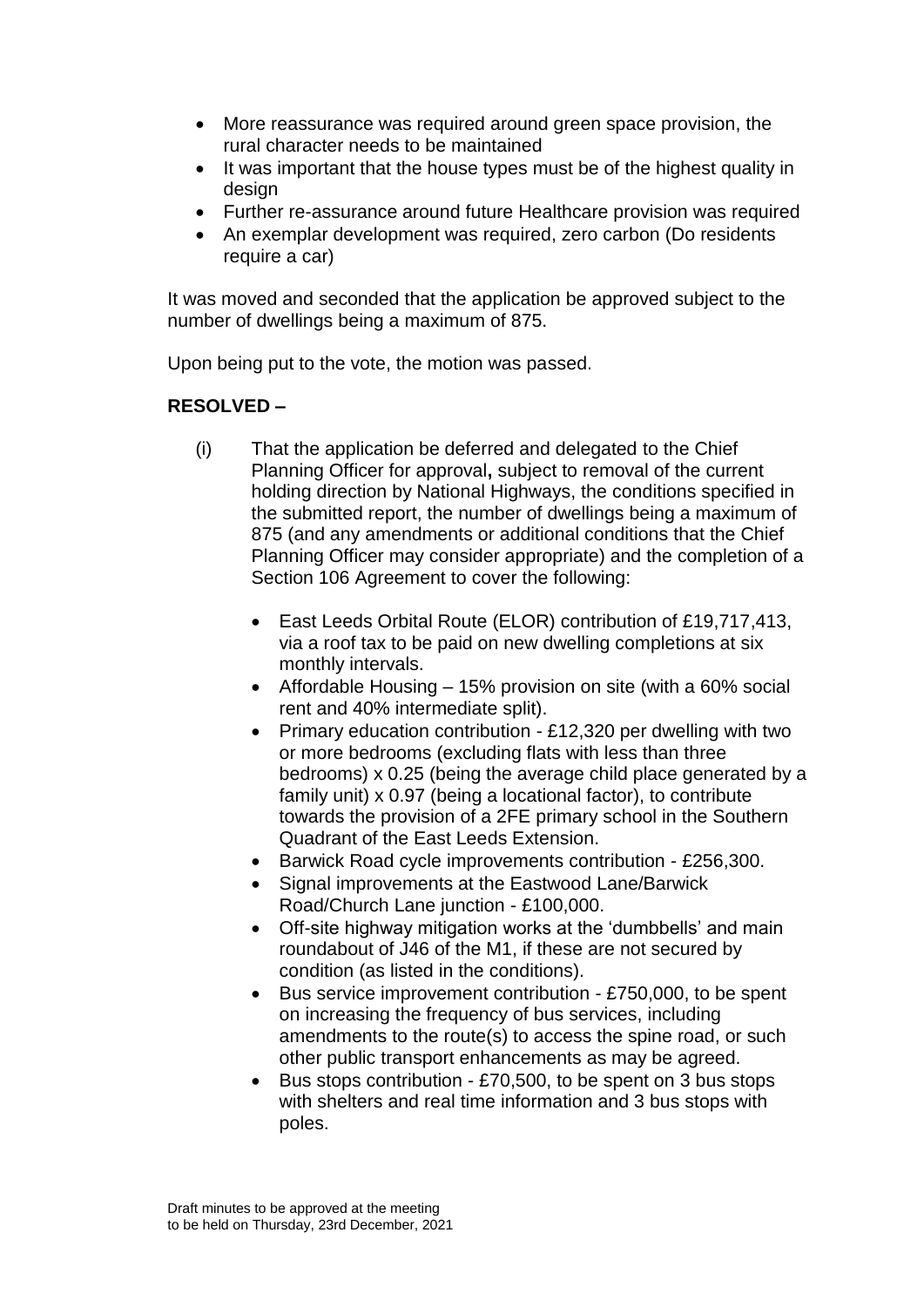- More reassurance was required around green space provision, the rural character needs to be maintained
- It was important that the house types must be of the highest quality in design
- Further re-assurance around future Healthcare provision was required
- An exemplar development was required, zero carbon (Do residents require a car)

It was moved and seconded that the application be approved subject to the number of dwellings being a maximum of 875.

Upon being put to the vote, the motion was passed.

**RESOLVED –**

(i) That the application be deferred and delegated to the Chief Planning Officer for approval**,** subject to removal of the current holding direction by National Highways, the conditions specified in the submitted report, the number of dwellings being a maximum of 875 (and any amendments or additional conditions that the Chief Planning Officer may consider appropriate) and the completion of a Section 106 Agreement to cover the following:

- East Leeds Orbital Route (ELOR) contribution of £19,717,413, via a roof tax to be paid on new dwelling completions at six monthly intervals.
- Affordable Housing – 15% provision on site (with a 60% social rent and 40% intermediate split).
- Primary education contribution - £12,320 per dwelling with two or more bedrooms (excluding flats with less than three bedrooms) x 0.25 (being the average child place generated by a family unit) x 0.97 (being a locational factor), to contribute towards the provision of a 2FE primary school in the Southern Quadrant of the East Leeds Extension.
- Barwick Road cycle improvements contribution - £256,300.
- Signal improvements at the Eastwood Lane/Barwick Road/Church Lane junction - £100,000.
- Off-site highway mitigation works at the 'dumbbells' and main roundabout of J46 of the M1, if these are not secured by condition (as listed in the conditions).
- Bus service improvement contribution - £750,000, to be spent on increasing the frequency of bus services, including amendments to the route(s) to access the spine road, or such other public transport enhancements as may be agreed.
- Bus stops contribution - £70,500, to be spent on 3 bus stops with shelters and real time information and 3 bus stops with poles.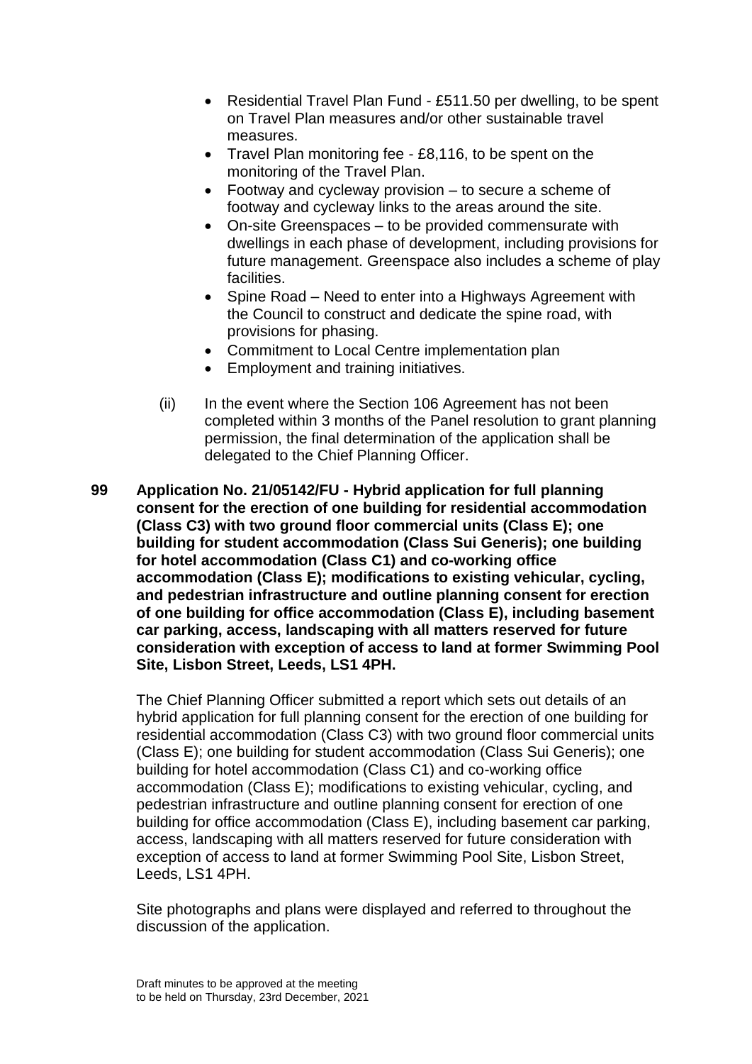- Residential Travel Plan Fund - £511.50 per dwelling, to be spent on Travel Plan measures and/or other sustainable travel measures.
- Travel Plan monitoring fee - £8,116, to be spent on the monitoring of the Travel Plan.
- Footway and cycleway provision – to secure a scheme of footway and cycleway links to the areas around the site.
- On-site Greenspaces – to be provided commensurate with dwellings in each phase of development, including provisions for future management. Greenspace also includes a scheme of play facilities.
- Spine Road – Need to enter into a Highways Agreement with the Council to construct and dedicate the spine road, with provisions for phasing.
- Commitment to Local Centre implementation plan
- Employment and training initiatives.

(ii) In the event where the Section 106 Agreement has not been completed within 3 months of the Panel resolution to grant planning permission, the final determination of the application shall be delegated to the Chief Planning Officer.

**99 Application No. 21/05142/FU - Hybrid application for full planning consent for the erection of one building for residential accommodation (Class C3) with two ground floor commercial units (Class E); one building for student accommodation (Class Sui Generis); one building for hotel accommodation (Class C1) and co-working office accommodation (Class E); modifications to existing vehicular, cycling, and pedestrian infrastructure and outline planning consent for erection of one building for office accommodation (Class E), including basement car parking, access, landscaping with all matters reserved for future consideration with exception of access to land at former Swimming Pool Site, Lisbon Street, Leeds, LS1 4PH.**

The Chief Planning Officer submitted a report which sets out details of an hybrid application for full planning consent for the erection of one building for residential accommodation (Class C3) with two ground floor commercial units (Class E); one building for student accommodation (Class Sui Generis); one building for hotel accommodation (Class C1) and co-working office accommodation (Class E); modifications to existing vehicular, cycling, and pedestrian infrastructure and outline planning consent for erection of one building for office accommodation (Class E), including basement car parking, access, landscaping with all matters reserved for future consideration with exception of access to land at former Swimming Pool Site, Lisbon Street, Leeds, LS1 4PH.

Site photographs and plans were displayed and referred to throughout the discussion of the application.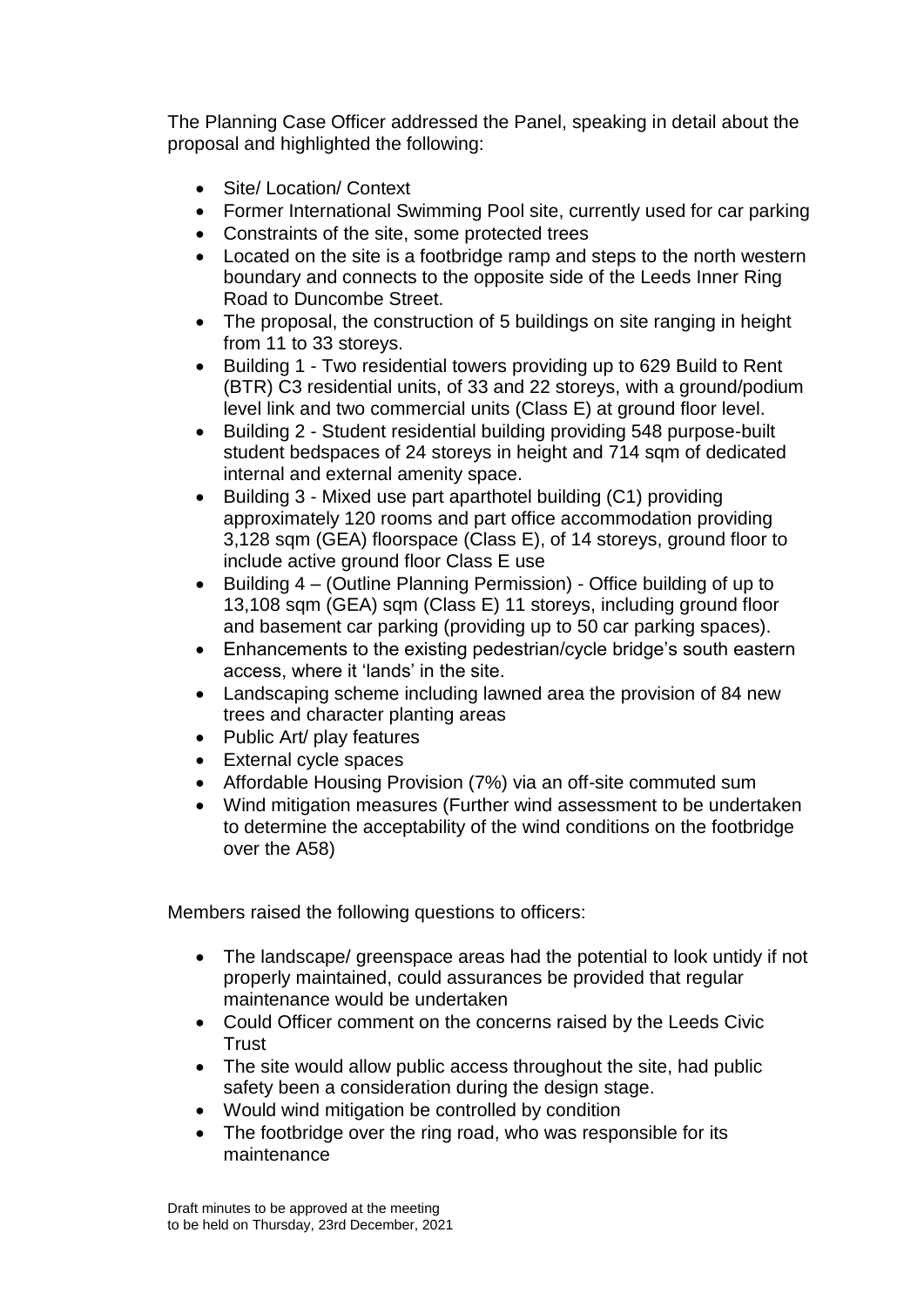The Planning Case Officer addressed the Panel, speaking in detail about the proposal and highlighted the following:

- Site/ Location/ Context
- Former International Swimming Pool site, currently used for car parking
- Constraints of the site, some protected trees
- Located on the site is a footbridge ramp and steps to the north western boundary and connects to the opposite side of the Leeds Inner Ring Road to Duncombe Street.
- The proposal, the construction of 5 buildings on site ranging in height from 11 to 33 storeys.
- Building 1 - Two residential towers providing up to 629 Build to Rent (BTR) C3 residential units, of 33 and 22 storeys, with a ground/podium level link and two commercial units (Class E) at ground floor level.
- Building 2 - Student residential building providing 548 purpose-built student bedspaces of 24 storeys in height and 714 sqm of dedicated internal and external amenity space.
- Building 3 - Mixed use part aparthotel building (C1) providing approximately 120 rooms and part office accommodation providing 3,128 sqm (GEA) floorspace (Class E), of 14 storeys, ground floor to include active ground floor Class E use
- Building 4 – (Outline Planning Permission) - Office building of up to 13,108 sqm (GEA) sqm (Class E) 11 storeys, including ground floor and basement car parking (providing up to 50 car parking spaces).
- Enhancements to the existing pedestrian/cycle bridge's south eastern access, where it 'lands' in the site.
- Landscaping scheme including lawned area the provision of 84 new trees and character planting areas
- Public Art/ play features
- External cycle spaces
- Affordable Housing Provision (7%) via an off-site commuted sum
- Wind mitigation measures (Further wind assessment to be undertaken to determine the acceptability of the wind conditions on the footbridge over the A58)

Members raised the following questions to officers:

- The landscape/ greenspace areas had the potential to look untidy if not properly maintained, could assurances be provided that regular maintenance would be undertaken
- Could Officer comment on the concerns raised by the Leeds Civic Trust
- The site would allow public access throughout the site, had public safety been a consideration during the design stage.
- Would wind mitigation be controlled by condition
- The footbridge over the ring road, who was responsible for its maintenance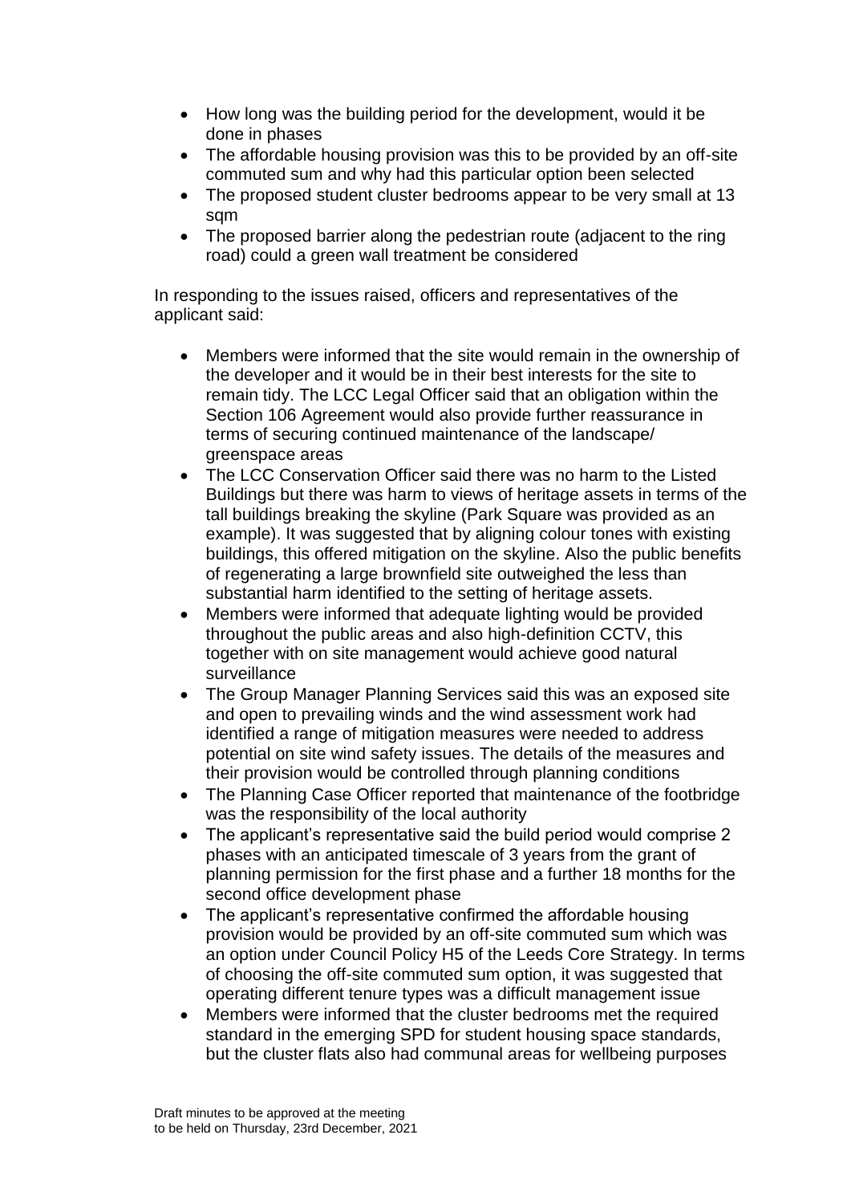- How long was the building period for the development, would it be done in phases
- The affordable housing provision was this to be provided by an off-site commuted sum and why had this particular option been selected
- The proposed student cluster bedrooms appear to be very small at 13 sqm
- The proposed barrier along the pedestrian route (adjacent to the ring road) could a green wall treatment be considered

In responding to the issues raised, officers and representatives of the applicant said:

- Members were informed that the site would remain in the ownership of the developer and it would be in their best interests for the site to remain tidy. The LCC Legal Officer said that an obligation within the Section 106 Agreement would also provide further reassurance in terms of securing continued maintenance of the landscape/ greenspace areas
- The LCC Conservation Officer said there was no harm to the Listed Buildings but there was harm to views of heritage assets in terms of the tall buildings breaking the skyline (Park Square was provided as an example). It was suggested that by aligning colour tones with existing buildings, this offered mitigation on the skyline. Also the public benefits of regenerating a large brownfield site outweighed the less than substantial harm identified to the setting of heritage assets.
- Members were informed that adequate lighting would be provided throughout the public areas and also high-definition CCTV, this together with on site management would achieve good natural surveillance
- The Group Manager Planning Services said this was an exposed site and open to prevailing winds and the wind assessment work had identified a range of mitigation measures were needed to address potential on site wind safety issues. The details of the measures and their provision would be controlled through planning conditions
- The Planning Case Officer reported that maintenance of the footbridge was the responsibility of the local authority
- The applicant's representative said the build period would comprise 2 phases with an anticipated timescale of 3 years from the grant of planning permission for the first phase and a further 18 months for the second office development phase
- The applicant's representative confirmed the affordable housing provision would be provided by an off-site commuted sum which was an option under Council Policy H5 of the Leeds Core Strategy. In terms of choosing the off-site commuted sum option, it was suggested that operating different tenure types was a difficult management issue
- Members were informed that the cluster bedrooms met the required standard in the emerging SPD for student housing space standards, but the cluster flats also had communal areas for wellbeing purposes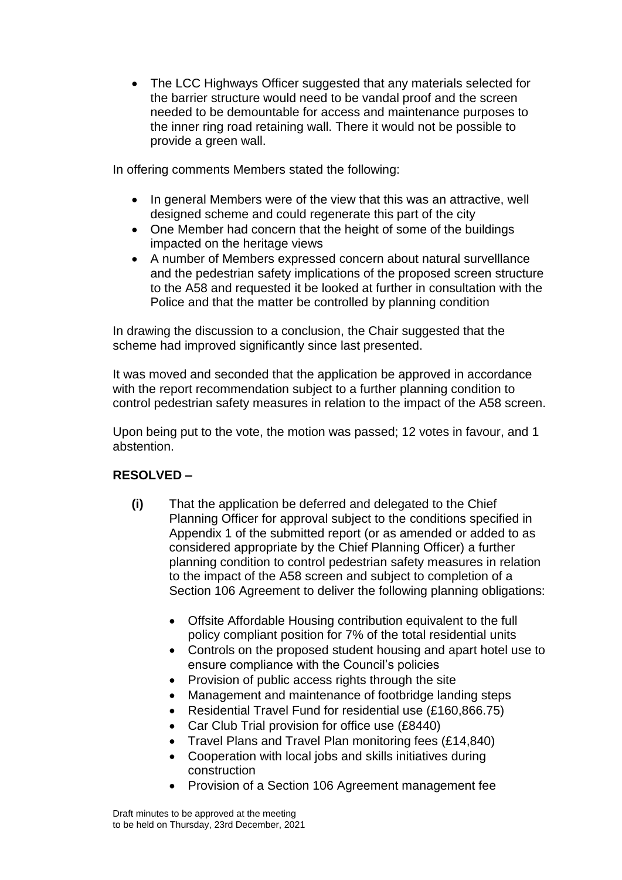- The LCC Highways Officer suggested that any materials selected for the barrier structure would need to be vandal proof and the screen needed to be demountable for access and maintenance purposes to the inner ring road retaining wall. There it would not be possible to provide a green wall.

In offering comments Members stated the following:

- In general Members were of the view that this was an attractive, well designed scheme and could regenerate this part of the city
- One Member had concern that the height of some of the buildings impacted on the heritage views
- A number of Members expressed concern about natural survelllance and the pedestrian safety implications of the proposed screen structure to the A58 and requested it be looked at further in consultation with the Police and that the matter be controlled by planning condition

In drawing the discussion to a conclusion, the Chair suggested that the scheme had improved significantly since last presented.

It was moved and seconded that the application be approved in accordance with the report recommendation subject to a further planning condition to control pedestrian safety measures in relation to the impact of the A58 screen.

Upon being put to the vote, the motion was passed; 12 votes in favour, and 1 abstention.

**RESOLVED –**

**(i)** That the application be deferred and delegated to the Chief Planning Officer for approval subject to the conditions specified in Appendix 1 of the submitted report (or as amended or added to as considered appropriate by the Chief Planning Officer) a further planning condition to control pedestrian safety measures in relation to the impact of the A58 screen and subject to completion of a Section 106 Agreement to deliver the following planning obligations:

- Offsite Affordable Housing contribution equivalent to the full policy compliant position for 7% of the total residential units
- Controls on the proposed student housing and apart hotel use to ensure compliance with the Council's policies
- Provision of public access rights through the site
- Management and maintenance of footbridge landing steps
- Residential Travel Fund for residential use (£160,866.75)
- Car Club Trial provision for office use (£8440)
- Travel Plans and Travel Plan monitoring fees (£14,840)
- Cooperation with local jobs and skills initiatives during construction
- Provision of a Section 106 Agreement management fee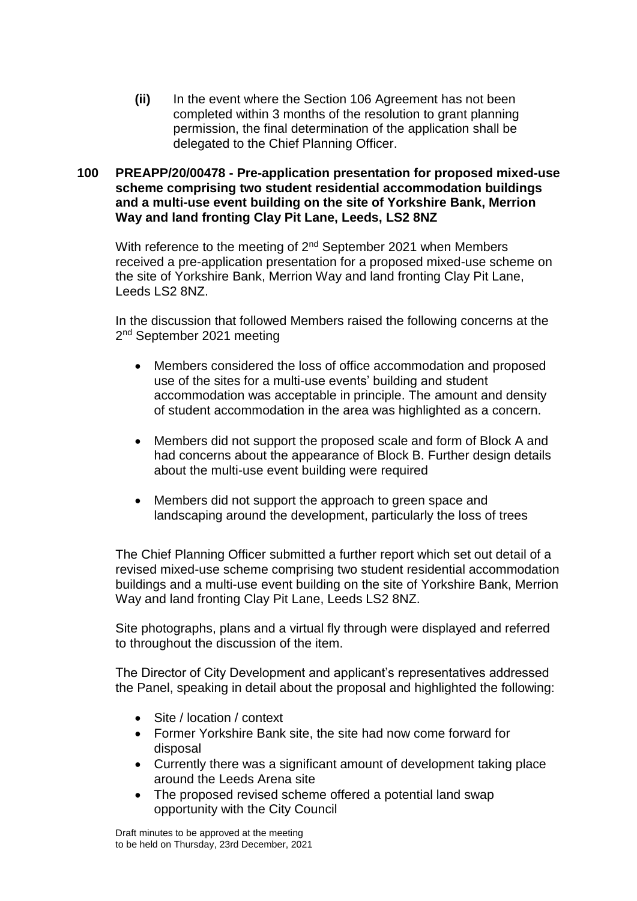**(ii)** In the event where the Section 106 Agreement has not been completed within 3 months of the resolution to grant planning permission, the final determination of the application shall be delegated to the Chief Planning Officer.

**100 PREAPP/20/00478 - Pre-application presentation for proposed mixed-use scheme comprising two student residential accommodation buildings and a multi-use event building on the site of Yorkshire Bank, Merrion Way and land fronting Clay Pit Lane, Leeds, LS2 8NZ**

With reference to the meeting of 2nd September 2021 when Members received a pre-application presentation for a proposed mixed-use scheme on the site of Yorkshire Bank, Merrion Way and land fronting Clay Pit Lane, Leeds LS2 8NZ.

In the discussion that followed Members raised the following concerns at the 2nd September 2021 meeting

- Members considered the loss of office accommodation and proposed use of the sites for a multi-use events' building and student accommodation was acceptable in principle. The amount and density of student accommodation in the area was highlighted as a concern.
- Members did not support the proposed scale and form of Block A and had concerns about the appearance of Block B. Further design details about the multi-use event building were required
- Members did not support the approach to green space and landscaping around the development, particularly the loss of trees

The Chief Planning Officer submitted a further report which set out detail of a revised mixed-use scheme comprising two student residential accommodation buildings and a multi-use event building on the site of Yorkshire Bank, Merrion Way and land fronting Clay Pit Lane, Leeds LS2 8NZ.

Site photographs, plans and a virtual fly through were displayed and referred to throughout the discussion of the item.

The Director of City Development and applicant's representatives addressed the Panel, speaking in detail about the proposal and highlighted the following:

- Site / location / context
- Former Yorkshire Bank site, the site had now come forward for disposal
- Currently there was a significant amount of development taking place around the Leeds Arena site
- The proposed revised scheme offered a potential land swap opportunity with the City Council

Draft minutes to be approved at the meeting to be held on Thursday, 23rd December, 2021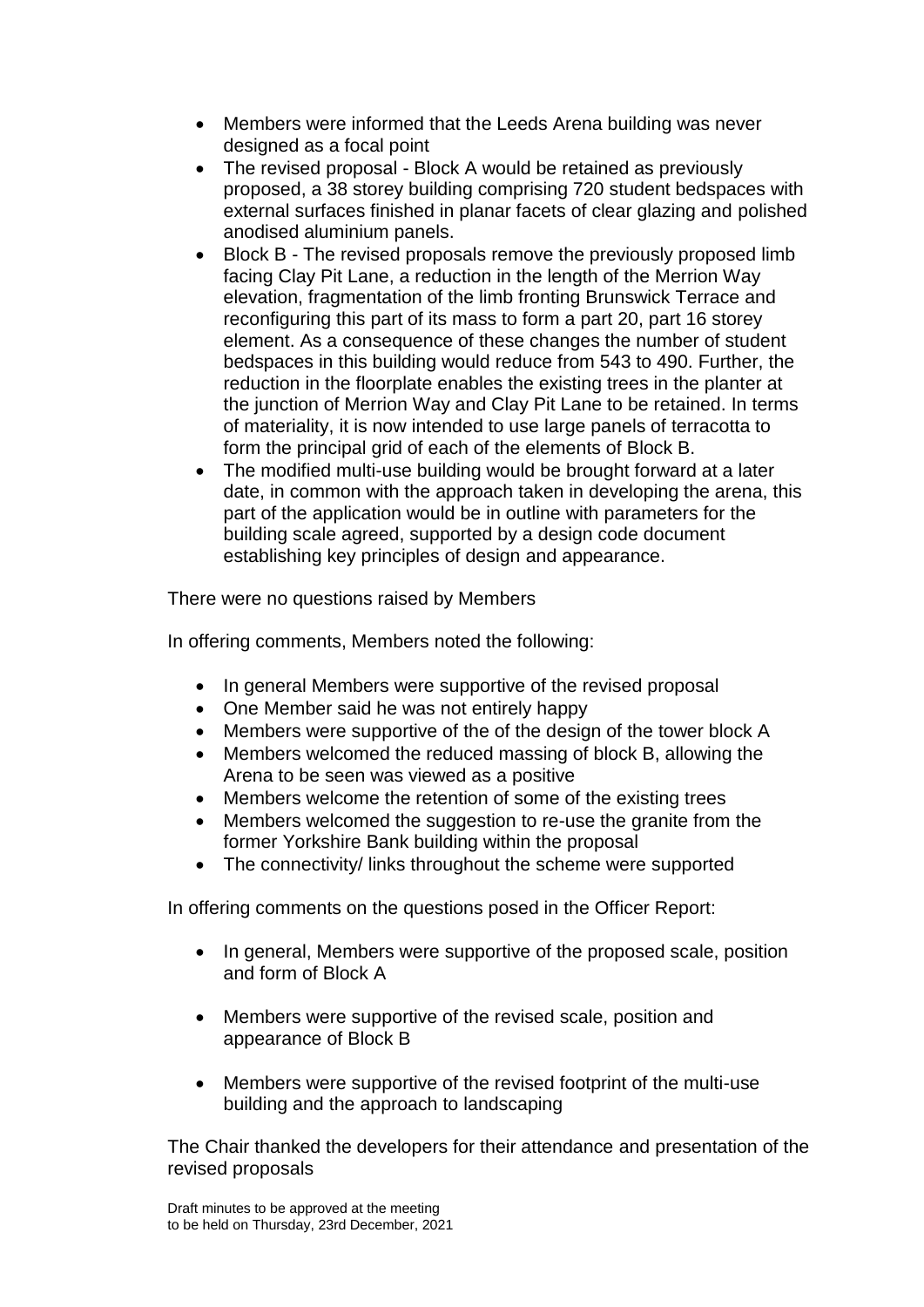- Members were informed that the Leeds Arena building was never designed as a focal point
- The revised proposal - Block A would be retained as previously proposed, a 38 storey building comprising 720 student bedspaces with external surfaces finished in planar facets of clear glazing and polished anodised aluminium panels.
- Block B - The revised proposals remove the previously proposed limb facing Clay Pit Lane, a reduction in the length of the Merrion Way elevation, fragmentation of the limb fronting Brunswick Terrace and reconfiguring this part of its mass to form a part 20, part 16 storey element. As a consequence of these changes the number of student bedspaces in this building would reduce from 543 to 490. Further, the reduction in the floorplate enables the existing trees in the planter at the junction of Merrion Way and Clay Pit Lane to be retained. In terms of materiality, it is now intended to use large panels of terracotta to form the principal grid of each of the elements of Block B.
- The modified multi-use building would be brought forward at a later date, in common with the approach taken in developing the arena, this part of the application would be in outline with parameters for the building scale agreed, supported by a design code document establishing key principles of design and appearance.

There were no questions raised by Members

In offering comments, Members noted the following:

- In general Members were supportive of the revised proposal
- One Member said he was not entirely happy
- Members were supportive of the of the design of the tower block A
- Members welcomed the reduced massing of block B, allowing the Arena to be seen was viewed as a positive
- Members welcome the retention of some of the existing trees
- Members welcomed the suggestion to re-use the granite from the former Yorkshire Bank building within the proposal
- The connectivity/ links throughout the scheme were supported

In offering comments on the questions posed in the Officer Report:

- In general, Members were supportive of the proposed scale, position and form of Block A
- Members were supportive of the revised scale, position and appearance of Block B
- Members were supportive of the revised footprint of the multi-use building and the approach to landscaping

The Chair thanked the developers for their attendance and presentation of the revised proposals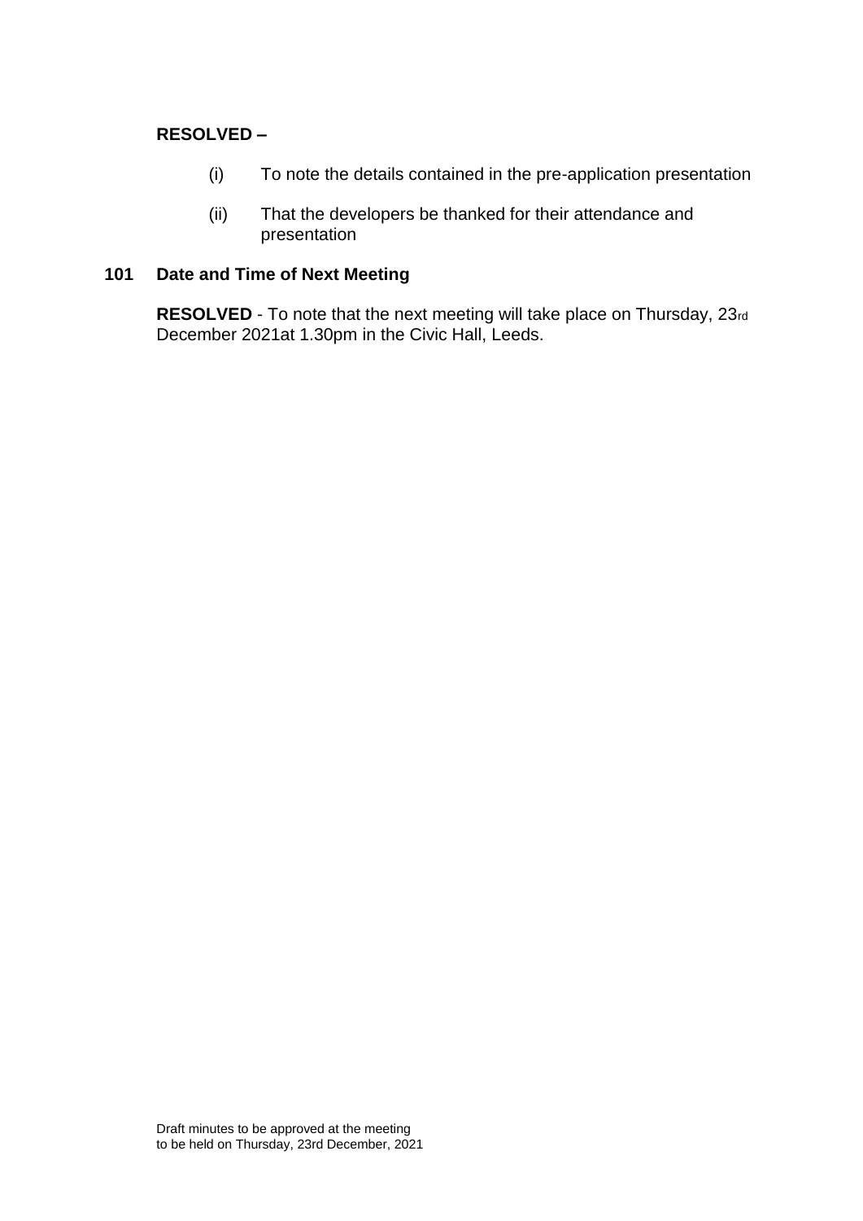**RESOLVED –**

(i) To note the details contained in the pre-application presentation

(ii) That the developers be thanked for their attendance and presentation

## 101 Date and Time of Next Meeting

**RESOLVED** - To note that the next meeting will take place on Thursday, 23rd December 2021at 1.30pm in the Civic Hall, Leeds.